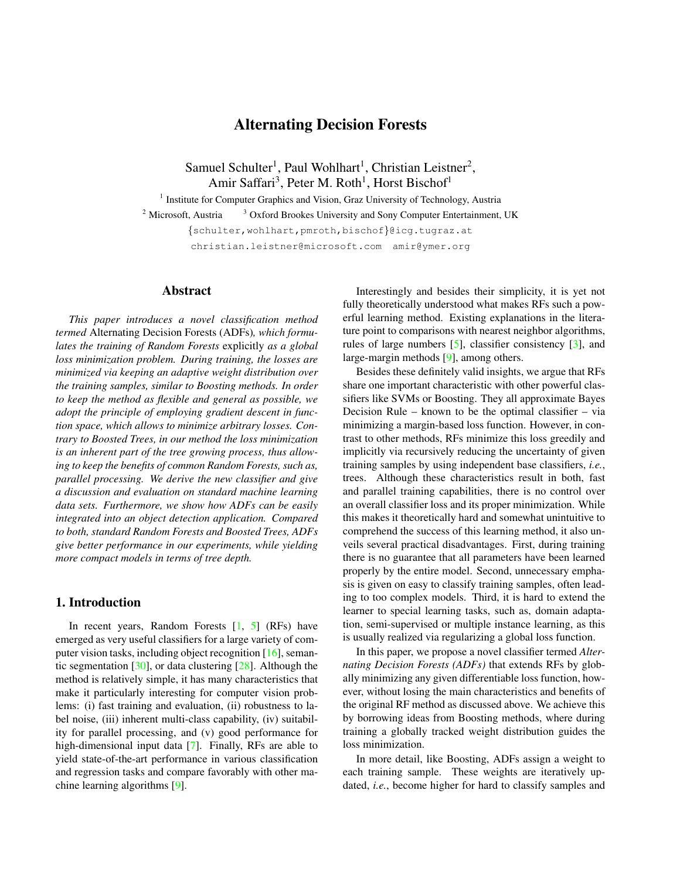# Alternating Decision Forests

Samuel Schulter[1], Paul Wohlhart[1], Christian Leistner[2], Amir Saffari[3], Peter M. Roth[1], Horst Bischof[1]

[1] Institute for Computer Graphics and Vision, Graz University of Technology, Austria
[2] Microsoft, Austria [3] Oxford Brookes University and Sony Computer Entertainment, UK

{schulter,wohlhart,pmroth,bischof}@icg.tugraz.at
christian.leistner@microsoft.com amir@ymer.org

## Abstract

*This paper introduces a novel classification method termed* Alternating Decision Forests (ADFs)*, which formulates the training of Random Forests* explicitly *as a global loss minimization problem. During training, the losses are minimized via keeping an adaptive weight distribution over the training samples, similar to Boosting methods. In order to keep the method as flexible and general as possible, we adopt the principle of employing gradient descent in function space, which allows to minimize arbitrary losses. Contrary to Boosted Trees, in our method the loss minimization is an inherent part of the tree growing process, thus allowing to keep the benefits of common Random Forests, such as, parallel processing. We derive the new classifier and give a discussion and evaluation on standard machine learning data sets. Furthermore, we show how ADFs can be easily integrated into an object detection application. Compared to both, standard Random Forests and Boosted Trees, ADFs give better performance in our experiments, while yielding more compact models in terms of tree depth.*

## 1. Introduction

In recent years, Random Forests [1, 5] (RFs) have emerged as very useful classifiers for a large variety of computer vision tasks, including object recognition [16], semantic segmentation [30], or data clustering [28]. Although the method is relatively simple, it has many characteristics that make it particularly interesting for computer vision problems: (i) fast training and evaluation, (ii) robustness to label noise, (iii) inherent multi-class capability, (iv) suitability for parallel processing, and (v) good performance for high-dimensional input data [7]. Finally, RFs are able to yield state-of-the-art performance in various classification and regression tasks and compare favorably with other machine learning algorithms [9].

Interestingly and besides their simplicity, it is yet not fully theoretically understood what makes RFs such a powerful learning method. Existing explanations in the literature point to comparisons with nearest neighbor algorithms, rules of large numbers [5], classifier consistency [3], and large-margin methods [9], among others.

Besides these definitely valid insights, we argue that RFs share one important characteristic with other powerful classifiers like SVMs or Boosting. They all approximate Bayes Decision Rule – known to be the optimal classifier – via minimizing a margin-based loss function. However, in contrast to other methods, RFs minimize this loss greedily and implicitly via recursively reducing the uncertainty of given training samples by using independent base classifiers, *i.e.*, trees. Although these characteristics result in both, fast and parallel training capabilities, there is no control over an overall classifier loss and its proper minimization. While this makes it theoretically hard and somewhat unintuitive to comprehend the success of this learning method, it also unveils several practical disadvantages. First, during training there is no guarantee that all parameters have been learned properly by the entire model. Second, unnecessary emphasis is given on easy to classify training samples, often leading to too complex models. Third, it is hard to extend the learner to special learning tasks, such as, domain adaptation, semi-supervised or multiple instance learning, as this is usually realized via regularizing a global loss function.

In this paper, we propose a novel classifier termed *Alternating Decision Forests (ADFs)* that extends RFs by globally minimizing any given differentiable loss function, however, without losing the main characteristics and benefits of the original RF method as discussed above. We achieve this by borrowing ideas from Boosting methods, where during training a globally tracked weight distribution guides the loss minimization.

In more detail, like Boosting, ADFs assign a weight to each training sample. These weights are iteratively updated, *i.e.*, become higher for hard to classify samples and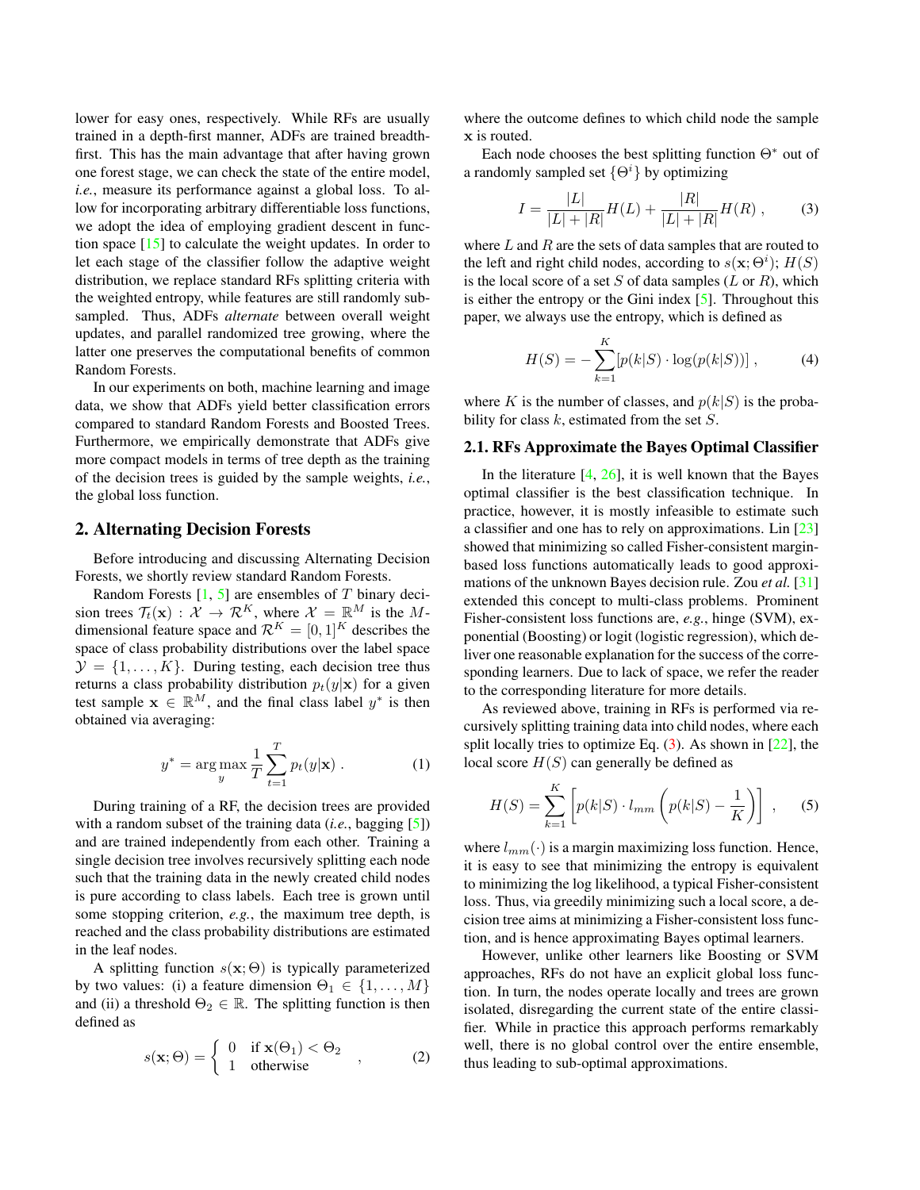lower for easy ones, respectively. While RFs are usually trained in a depth-first manner, ADFs are trained breadth-first. This has the main advantage that after having grown one forest stage, we can check the state of the entire model, *i.e.*, measure its performance against a global loss. To allow for incorporating arbitrary differentiable loss functions, we adopt the idea of employing gradient descent in function space [15] to calculate the weight updates. In order to let each stage of the classifier follow the adaptive weight distribution, we replace standard RFs splitting criteria with the weighted entropy, while features are still randomly subsampled. Thus, ADFs *alternate* between overall weight updates, and parallel randomized tree growing, where the latter one preserves the computational benefits of common Random Forests.

In our experiments on both, machine learning and image data, we show that ADFs yield better classification errors compared to standard Random Forests and Boosted Trees. Furthermore, we empirically demonstrate that ADFs give more compact models in terms of tree depth as the training of the decision trees is guided by the sample weights, *i.e.*, the global loss function.

## 2. Alternating Decision Forests

Before introducing and discussing Alternating Decision Forests, we shortly review standard Random Forests.

Random Forests [1, 5] are ensembles of $T$ binary decision trees $\mathcal{T}_t(\mathbf{x}) : \mathcal{X} \to \mathcal{R}^K$, where $\mathcal{X} = \mathbb{R}^M$ is the $M$-dimensional feature space and $\mathcal{R}^K = [0, 1]^K$ describes the space of class probability distributions over the label space $\mathcal{Y} = \{1, \ldots, K\}$. During testing, each decision tree thus returns a class probability distribution $p_t(y|\mathbf{x})$ for a given test sample $\mathbf{x} \in \mathbb{R}^M$, and the final class label $y^*$ is then obtained via averaging:

$$y^* = \arg\max_y \frac{1}{T} \sum_{t=1}^{T} p_t(y|\mathbf{x}) . \quad (1)$$

During training of a RF, the decision trees are provided with a random subset of the training data (*i.e.*, bagging [5]) and are trained independently from each other. Training a single decision tree involves recursively splitting each node such that the training data in the newly created child nodes is pure according to class labels. Each tree is grown until some stopping criterion, *e.g.*, the maximum tree depth, is reached and the class probability distributions are estimated in the leaf nodes.

A splitting function $s(\mathbf{x}; \Theta)$ is typically parameterized by two values: (i) a feature dimension $\Theta_1 \in \{1, \ldots, M\}$ and (ii) a threshold $\Theta_2 \in \mathbb{R}$. The splitting function is then defined as

$$s(\mathbf{x}; \Theta) = \begin{cases} 0 & \text{if } \mathbf{x}(\Theta_1) < \Theta_2 \\ 1 & \text{otherwise} \end{cases} , \quad (2)$$

where the outcome defines to which child node the sample $\mathbf{x}$ is routed.

Each node chooses the best splitting function $\Theta^*$ out of a randomly sampled set $\{\Theta^i\}$ by optimizing

$$I = \frac{|L|}{|L| + |R|} H(L) + \frac{|R|}{|L| + |R|} H(R) , \quad (3)$$

where $L$ and $R$ are the sets of data samples that are routed to the left and right child nodes, according to $s(\mathbf{x}; \Theta^i)$; $H(S)$ is the local score of a set $S$ of data samples ($L$ or $R$), which is either the entropy or the Gini index [5]. Throughout this paper, we always use the entropy, which is defined as

$$H(S) = -\sum_{k=1}^{K} [p(k|S) \cdot \log(p(k|S))] , \quad (4)$$

where $K$ is the number of classes, and $p(k|S)$ is the probability for class $k$, estimated from the set $S$.

### 2.1. RFs Approximate the Bayes Optimal Classifier

In the literature [4, 26], it is well known that the Bayes optimal classifier is the best classification technique. In practice, however, it is mostly infeasible to estimate such a classifier and one has to rely on approximations. Lin [23] showed that minimizing so called Fisher-consistent margin-based loss functions automatically leads to good approximations of the unknown Bayes decision rule. Zou *et al.* [31] extended this concept to multi-class problems. Prominent Fisher-consistent loss functions are, *e.g.*, hinge (SVM), exponential (Boosting) or logit (logistic regression), which deliver one reasonable explanation for the success of the corresponding learners. Due to lack of space, we refer the reader to the corresponding literature for more details.

As reviewed above, training in RFs is performed via recursively splitting training data into child nodes, where each split locally tries to optimize Eq. (3). As shown in [22], the local score $H(S)$ can generally be defined as

$$H(S) = \sum_{k=1}^{K} \left[ p(k|S) \cdot l_{mm} \left( p(k|S) - \frac{1}{K} \right) \right] , \quad (5)$$

where $l_{mm}(\cdot)$ is a margin maximizing loss function. Hence, it is easy to see that minimizing the entropy is equivalent to minimizing the log likelihood, a typical Fisher-consistent loss. Thus, via greedily minimizing such a local score, a decision tree aims at minimizing a Fisher-consistent loss function, and is hence approximating Bayes optimal learners.

However, unlike other learners like Boosting or SVM approaches, RFs do not have an explicit global loss function. In turn, the nodes operate locally and trees are grown isolated, disregarding the current state of the entire classifier. While in practice this approach performs remarkably well, there is no global control over the entire ensemble, thus leading to sub-optimal approximations.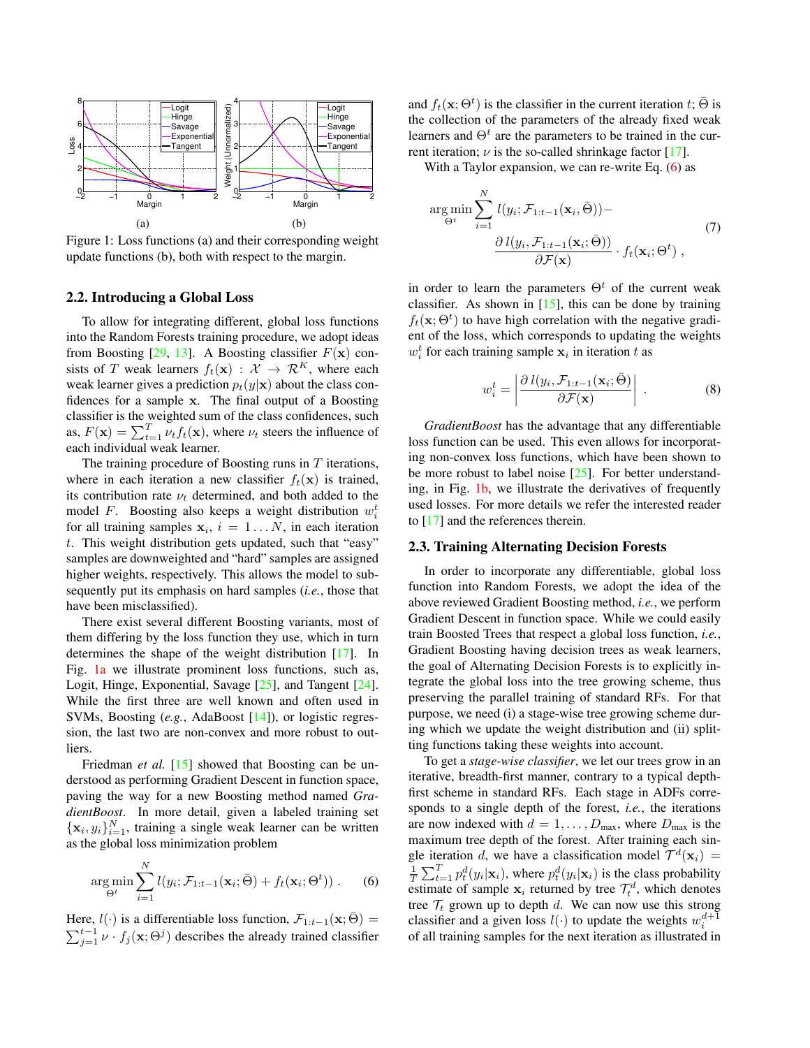Figure 1: Loss functions (a) and their corresponding weight update functions (b), both with respect to the margin.

### 2.2. Introducing a Global Loss

To allow for integrating different, global loss functions into the Random Forests training procedure, we adopt ideas from Boosting [29, 13]. A Boosting classifier $F(\mathbf{x})$ consists of $T$ weak learners $f_t(\mathbf{x}) : \mathcal{X} \rightarrow \mathcal{R}^K$, where each weak learner gives a prediction $p_t(y|\mathbf{x})$ about the class confidences for a sample $\mathbf{x}$. The final output of a Boosting classifier is the weighted sum of the class confidences, such as, $F(\mathbf{x}) = \sum_{t=1}^{T} \nu_t f_t(\mathbf{x})$, where $\nu_t$ steers the influence of each individual weak learner.

The training procedure of Boosting runs in $T$ iterations, where in each iteration a new classifier $f_t(\mathbf{x})$ is trained, its contribution rate $\nu_t$ determined, and both added to the model $F$. Boosting also keeps a weight distribution $w_i^t$ for all training samples $\mathbf{x}_i$, $i = 1 \ldots N$, in each iteration $t$. This weight distribution gets updated, such that "easy" samples are downweighted and "hard" samples are assigned higher weights, respectively. This allows the model to subsequently put its emphasis on hard samples (*i.e.*, those that have been misclassified).

There exist several different Boosting variants, most of them differing by the loss function they use, which in turn determines the shape of the weight distribution [17]. In Fig. 1a we illustrate prominent loss functions, such as, Logit, Hinge, Exponential, Savage [25], and Tangent [24]. While the first three are well known and often used in SVMs, Boosting (*e.g.*, AdaBoost [14]), or logistic regression, the last two are non-convex and more robust to outliers.

Friedman *et al.* [15] showed that Boosting can be understood as performing Gradient Descent in function space, paving the way for a new Boosting method named *GradientBoost*. In more detail, given a labeled training set $\{\mathbf{x}_i, y_i\}_{i=1}^{N}$, training a single weak learner can be written as the global loss minimization problem

$$\arg\min_{\Theta^t} \sum_{i=1}^{N} l(y_i; \mathcal{F}_{1:t-1}(\mathbf{x}_i; \bar{\Theta}) + f_t(\mathbf{x}_i; \Theta^t)) \ . \tag{6}$$

Here, $l(\cdot)$ is a differentiable loss function, $\mathcal{F}_{1:t-1}(\mathbf{x}; \bar{\Theta}) = \sum_{j=1}^{t-1} \nu \cdot f_j(\mathbf{x}; \Theta^j)$ describes the already trained classifier and $f_t(\mathbf{x}; \Theta^t)$ is the classifier in the current iteration $t$; $\bar{\Theta}$ is the collection of the parameters of the already fixed weak learners and $\Theta^t$ are the parameters to be trained in the current iteration; $\nu$ is the so-called shrinkage factor [17].

With a Taylor expansion, we can re-write Eq. (6) as

$$\arg\min_{\Theta^t} \sum_{i=1}^{N} l(y_i; \mathcal{F}_{1:t-1}(\mathbf{x}_i, \bar{\Theta})) - \frac{\partial\, l(y_i, \mathcal{F}_{1:t-1}(\mathbf{x}_i; \bar{\Theta}))}{\partial \mathcal{F}(\mathbf{x})} \cdot f_t(\mathbf{x}_i; \Theta^t) \ , \tag{7}$$

in order to learn the parameters $\Theta^t$ of the current weak classifier. As shown in [15], this can be done by training $f_t(\mathbf{x}; \Theta^t)$ to have high correlation with the negative gradient of the loss, which corresponds to updating the weights $w_i^t$ for each training sample $\mathbf{x}_i$ in iteration $t$ as

$$w_i^t = \left| \frac{\partial\, l(y_i, \mathcal{F}_{1:t-1}(\mathbf{x}_i; \bar{\Theta})}{\partial \mathcal{F}(\mathbf{x})} \right| \ . \tag{8}$$

*GradientBoost* has the advantage that any differentiable loss function can be used. This even allows for incorporating non-convex loss functions, which have been shown to be more robust to label noise [25]. For better understanding, in Fig. 1b, we illustrate the derivatives of frequently used losses. For more details we refer the interested reader to [17] and the references therein.

### 2.3. Training Alternating Decision Forests

In order to incorporate any differentiable, global loss function into Random Forests, we adopt the idea of the above reviewed Gradient Boosting method, *i.e.*, we perform Gradient Descent in function space. While we could easily train Boosted Trees that respect a global loss function, *i.e.*, Gradient Boosting having decision trees as weak learners, the goal of Alternating Decision Forests is to explicitly integrate the global loss into the tree growing scheme, thus preserving the parallel training of standard RFs. For that purpose, we need (i) a stage-wise tree growing scheme during which we update the weight distribution and (ii) splitting functions taking these weights into account.

To get a *stage-wise classifier*, we let our trees grow in an iterative, breadth-first manner, contrary to a typical depth-first scheme in standard RFs. Each stage in ADFs corresponds to a single depth of the forest, *i.e.*, the iterations are now indexed with $d = 1, \ldots, D_{\text{max}}$, where $D_{\text{max}}$ is the maximum tree depth of the forest. After training each single iteration $d$, we have a classification model $\mathcal{T}^d(\mathbf{x}_i) = \frac{1}{T} \sum_{t=1}^{T} p_t^d(y_i|\mathbf{x}_i)$, where $p_t^d(y_i|\mathbf{x}_i)$ is the class probability estimate of sample $\mathbf{x}_i$ returned by tree $\mathcal{T}_t^d$, which denotes tree $\mathcal{T}_t$ grown up to depth $d$. We can now use this strong classifier and a given loss $l(\cdot)$ to update the weights $w_i^{d+1}$ of all training samples for the next iteration as illustrated in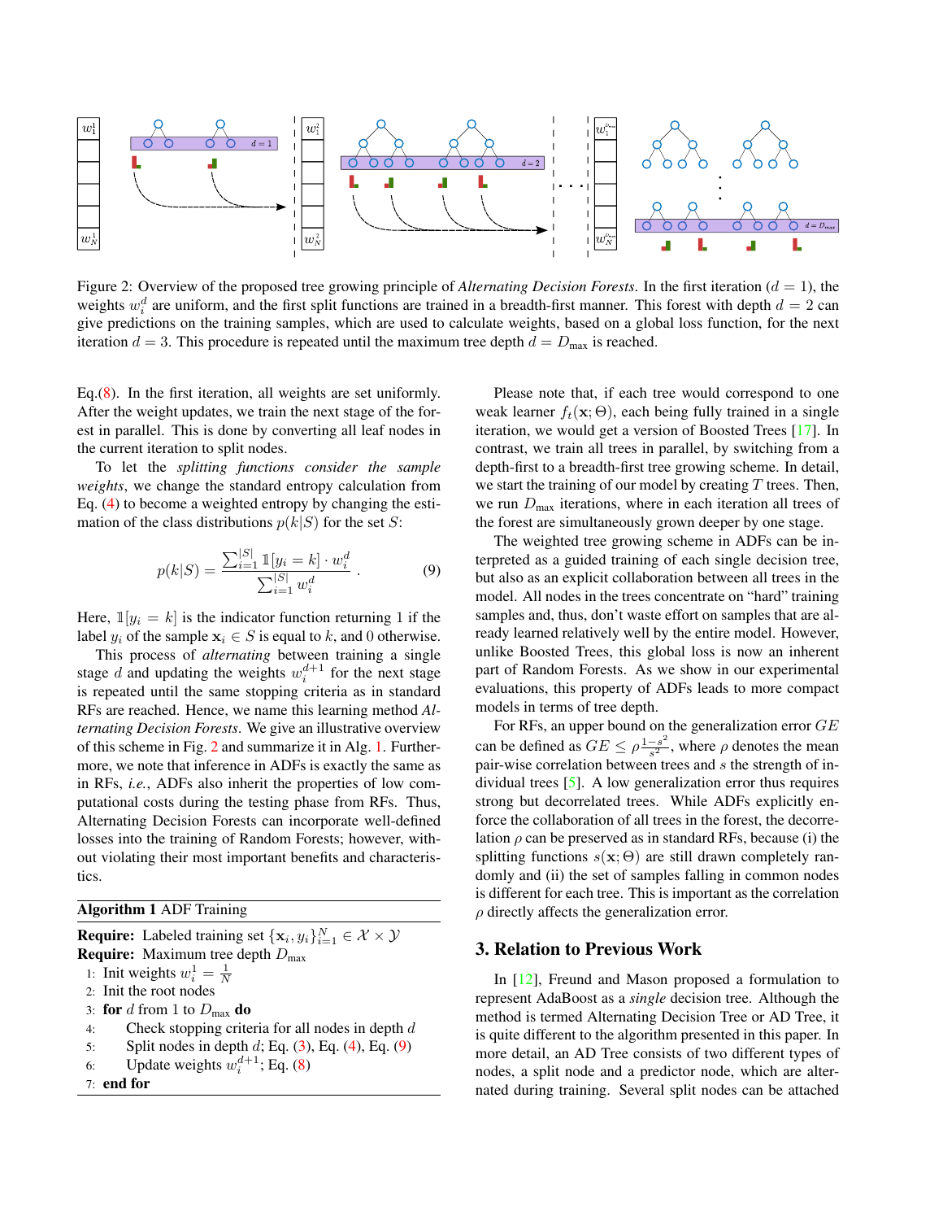Figure 2: Overview of the proposed tree growing principle of *Alternating Decision Forests*. In the first iteration ($d = 1$), the weights $w_i^d$ are uniform, and the first split functions are trained in a breadth-first manner. This forest with depth $d = 2$ can give predictions on the training samples, which are used to calculate weights, based on a global loss function, for the next iteration $d = 3$. This procedure is repeated until the maximum tree depth $d = D_{\text{max}}$ is reached.

Eq.(8). In the first iteration, all weights are set uniformly. After the weight updates, we train the next stage of the forest in parallel. This is done by converting all leaf nodes in the current iteration to split nodes.

To let the *splitting functions consider the sample weights*, we change the standard entropy calculation from Eq. (4) to become a weighted entropy by changing the estimation of the class distributions $p(k|S)$ for the set $S$:

$$p(k|S) = \frac{\sum_{i=1}^{|S|} \mathbb{1}[y_i = k] \cdot w_i^d}{\sum_{i=1}^{|S|} w_i^d} . \tag{9}$$

Here, $\mathbb{1}[y_i = k]$ is the indicator function returning 1 if the label $y_i$ of the sample $\mathbf{x}_i \in S$ is equal to $k$, and 0 otherwise.

This process of *alternating* between training a single stage $d$ and updating the weights $w_i^{d+1}$ for the next stage is repeated until the same stopping criteria as in standard RFs are reached. Hence, we name this learning method *Alternating Decision Forests*. We give an illustrative overview of this scheme in Fig. 2 and summarize it in Alg. 1. Furthermore, we note that inference in ADFs is exactly the same as in RFs, *i.e.*, ADFs also inherit the properties of low computational costs during the testing phase from RFs. Thus, Alternating Decision Forests can incorporate well-defined losses into the training of Random Forests; however, without violating their most important benefits and characteristics.

**Algorithm 1** ADF Training

**Require:** Labeled training set $\{\mathbf{x}_i, y_i\}_{i=1}^N \in \mathcal{X} \times \mathcal{Y}$
**Require:** Maximum tree depth $D_{\text{max}}$
1: Init weights $w_i^1 = \frac{1}{N}$
2: Init the root nodes
3: **for** $d$ from 1 to $D_{\text{max}}$ **do**
4: Check stopping criteria for all nodes in depth $d$
5: Split nodes in depth $d$; Eq. (3), Eq. (4), Eq. (9)
6: Update weights $w_i^{d+1}$; Eq. (8)
7: **end for**

Please note that, if each tree would correspond to one weak learner $f_t(\mathbf{x}; \Theta)$, each being fully trained in a single iteration, we would get a version of Boosted Trees [17]. In contrast, we train all trees in parallel, by switching from a depth-first to a breadth-first tree growing scheme. In detail, we start the training of our model by creating $T$ trees. Then, we run $D_{\text{max}}$ iterations, where in each iteration all trees of the forest are simultaneously grown deeper by one stage.

The weighted tree growing scheme in ADFs can be interpreted as a guided training of each single decision tree, but also as an explicit collaboration between all trees in the model. All nodes in the trees concentrate on "hard" training samples and, thus, don't waste effort on samples that are already learned relatively well by the entire model. However, unlike Boosted Trees, this global loss is now an inherent part of Random Forests. As we show in our experimental evaluations, this property of ADFs leads to more compact models in terms of tree depth.

For RFs, an upper bound on the generalization error $GE$ can be defined as $GE \leq \rho \frac{1-s^2}{s^2}$, where $\rho$ denotes the mean pair-wise correlation between trees and $s$ the strength of individual trees [5]. A low generalization error thus requires strong but decorrelated trees. While ADFs explicitly enforce the collaboration of all trees in the forest, the decorrelation $\rho$ can be preserved as in standard RFs, because (i) the splitting functions $s(\mathbf{x}; \Theta)$ are still drawn completely randomly and (ii) the set of samples falling in common nodes is different for each tree. This is important as the correlation $\rho$ directly affects the generalization error.

## 3. Relation to Previous Work

In [12], Freund and Mason proposed a formulation to represent AdaBoost as a *single* decision tree. Although the method is termed Alternating Decision Tree or AD Tree, it is quite different to the algorithm presented in this paper. In more detail, an AD Tree consists of two different types of nodes, a split node and a predictor node, which are alternated during training. Several split nodes can be attached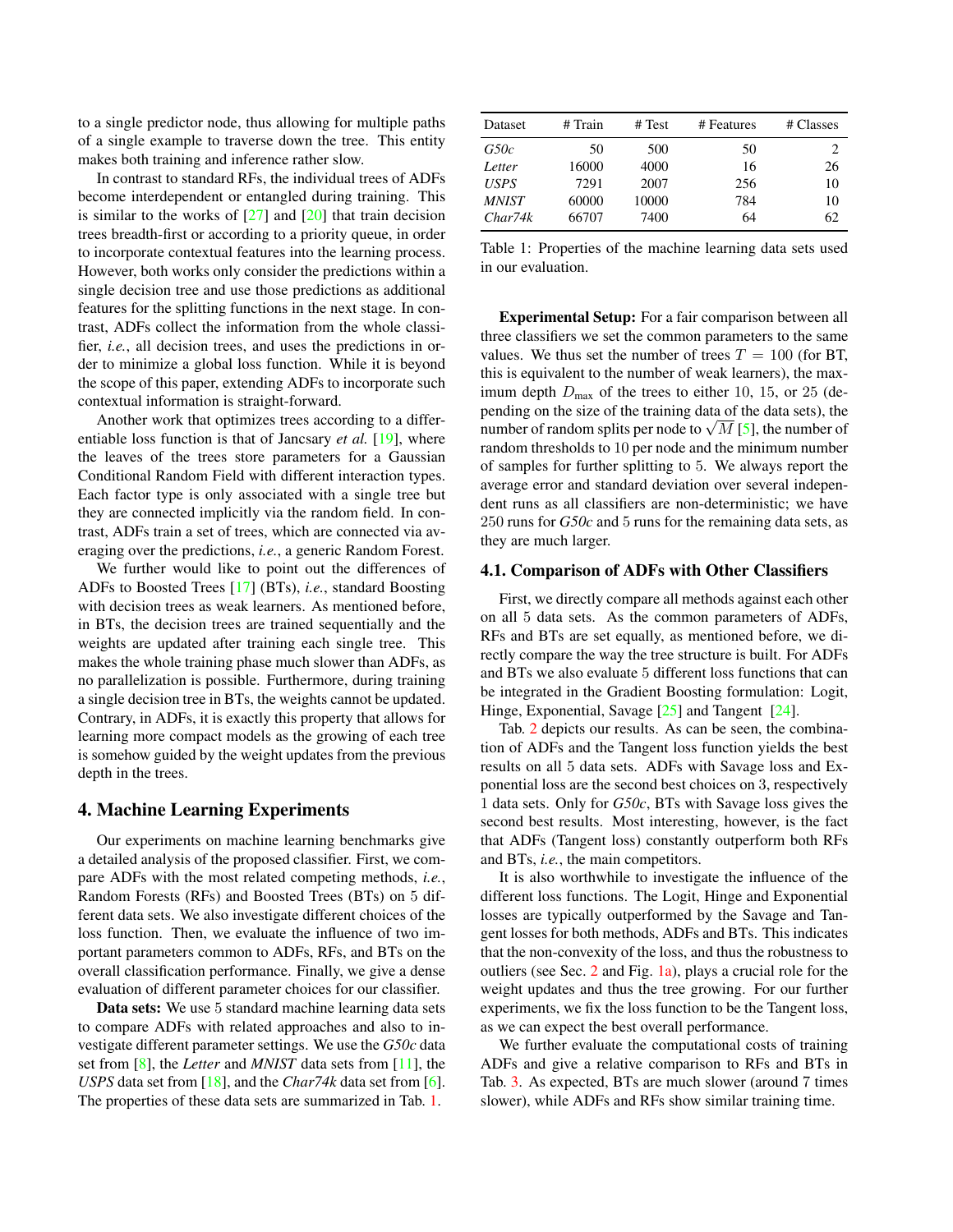to a single predictor node, thus allowing for multiple paths of a single example to traverse down the tree. This entity makes both training and inference rather slow.

In contrast to standard RFs, the individual trees of ADFs become interdependent or entangled during training. This is similar to the works of [27] and [20] that train decision trees breadth-first or according to a priority queue, in order to incorporate contextual features into the learning process. However, both works only consider the predictions within a single decision tree and use those predictions as additional features for the splitting functions in the next stage. In contrast, ADFs collect the information from the whole classifier, *i.e.*, all decision trees, and uses the predictions in order to minimize a global loss function. While it is beyond the scope of this paper, extending ADFs to incorporate such contextual information is straight-forward.

Another work that optimizes trees according to a differentiable loss function is that of Jancsary *et al.* [19], where the leaves of the trees store parameters for a Gaussian Conditional Random Field with different interaction types. Each factor type is only associated with a single tree but they are connected implicitly via the random field. In contrast, ADFs train a set of trees, which are connected via averaging over the predictions, *i.e.*, a generic Random Forest.

We further would like to point out the differences of ADFs to Boosted Trees [17] (BTs), *i.e.*, standard Boosting with decision trees as weak learners. As mentioned before, in BTs, the decision trees are trained sequentially and the weights are updated after training each single tree. This makes the whole training phase much slower than ADFs, as no parallelization is possible. Furthermore, during training a single decision tree in BTs, the weights cannot be updated. Contrary, in ADFs, it is exactly this property that allows for learning more compact models as the growing of each tree is somehow guided by the weight updates from the previous depth in the trees.

# 4. Machine Learning Experiments

Our experiments on machine learning benchmarks give a detailed analysis of the proposed classifier. First, we compare ADFs with the most related competing methods, *i.e.*, Random Forests (RFs) and Boosted Trees (BTs) on 5 different data sets. We also investigate different choices of the loss function. Then, we evaluate the influence of two important parameters common to ADFs, RFs, and BTs on the overall classification performance. Finally, we give a dense evaluation of different parameter choices for our classifier.

**Data sets:** We use 5 standard machine learning data sets to compare ADFs with related approaches and also to investigate different parameter settings. We use the *G50c* data set from [8], the *Letter* and *MNIST* data sets from [11], the *USPS* data set from [18], and the *Char74k* data set from [6]. The properties of these data sets are summarized in Tab. 1.

| Dataset | # Train | # Test | # Features | # Classes |
|---|---|---|---|---|
| *G50c* | 50 | 500 | 50 | 2 |
| *Letter* | 16000 | 4000 | 16 | 26 |
| *USPS* | 7291 | 2007 | 256 | 10 |
| *MNIST* | 60000 | 10000 | 784 | 10 |
| *Char74k* | 66707 | 7400 | 64 | 62 |

Table 1: Properties of the machine learning data sets used in our evaluation.

**Experimental Setup:** For a fair comparison between all three classifiers we set the common parameters to the same values. We thus set the number of trees $T = 100$ (for BT, this is equivalent to the number of weak learners), the maximum depth $D_{\text{max}}$ of the trees to either 10, 15, or 25 (depending on the size of the training data of the data sets), the number of random splits per node to $\sqrt{M}$ [5], the number of random thresholds to 10 per node and the minimum number of samples for further splitting to 5. We always report the average error and standard deviation over several independent runs as all classifiers are non-deterministic; we have 250 runs for *G50c* and 5 runs for the remaining data sets, as they are much larger.

## 4.1. Comparison of ADFs with Other Classifiers

First, we directly compare all methods against each other on all 5 data sets. As the common parameters of ADFs, RFs and BTs are set equally, as mentioned before, we directly compare the way the tree structure is built. For ADFs and BTs we also evaluate 5 different loss functions that can be integrated in the Gradient Boosting formulation: Logit, Hinge, Exponential, Savage [25] and Tangent [24].

Tab. 2 depicts our results. As can be seen, the combination of ADFs and the Tangent loss function yields the best results on all 5 data sets. ADFs with Savage loss and Exponential loss are the second best choices on 3, respectively 1 data sets. Only for *G50c*, BTs with Savage loss gives the second best results. Most interesting, however, is the fact that ADFs (Tangent loss) constantly outperform both RFs and BTs, *i.e.*, the main competitors.

It is also worthwhile to investigate the influence of the different loss functions. The Logit, Hinge and Exponential losses are typically outperformed by the Savage and Tangent losses for both methods, ADFs and BTs. This indicates that the non-convexity of the loss, and thus the robustness to outliers (see Sec. 2 and Fig. 1a), plays a crucial role for the weight updates and thus the tree growing. For our further experiments, we fix the loss function to be the Tangent loss, as we can expect the best overall performance.

We further evaluate the computational costs of training ADFs and give a relative comparison to RFs and BTs in Tab. 3. As expected, BTs are much slower (around 7 times slower), while ADFs and RFs show similar training time.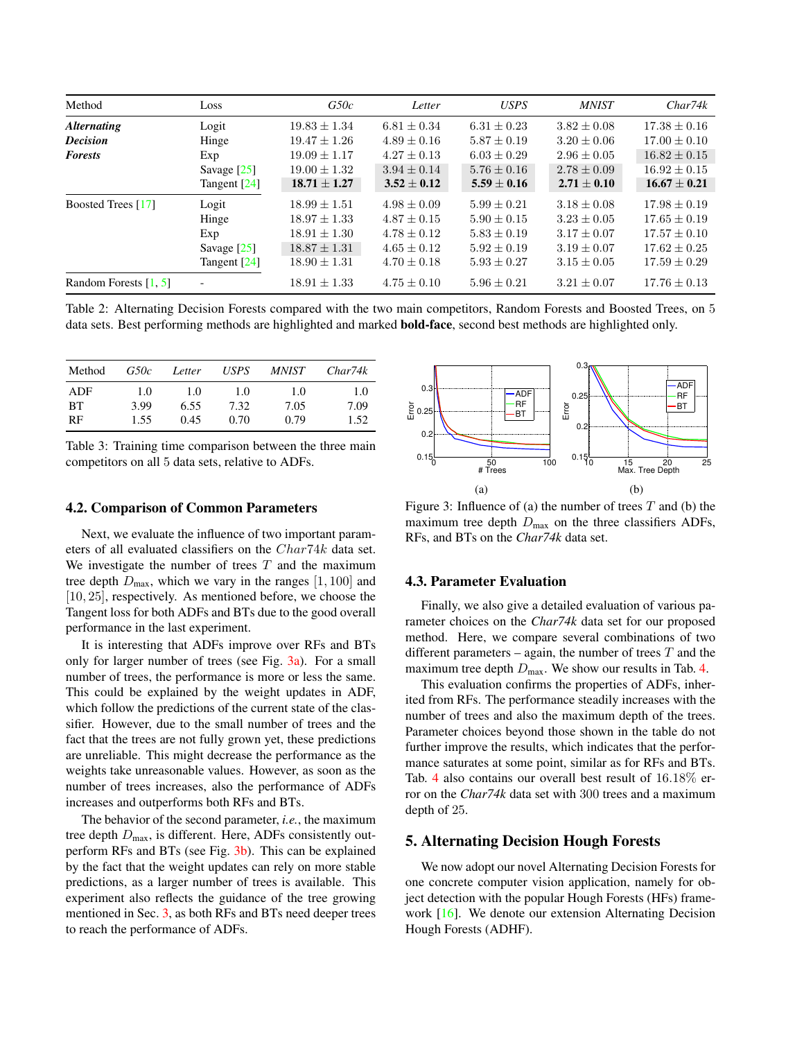| Method | Loss | *G50c* | *Letter* | *USPS* | *MNIST* | *Char74k* |
|---|---|---|---|---|---|---|
| ***Alternating Decision Forests*** | Logit | $19.83 \pm 1.34$ | $6.81 \pm 0.34$ | $6.31 \pm 0.23$ | $3.82 \pm 0.08$ | $17.38 \pm 0.16$ |
| | Hinge | $19.47 \pm 1.26$ | $4.89 \pm 0.16$ | $5.87 \pm 0.19$ | $3.20 \pm 0.06$ | $17.00 \pm 0.10$ |
| | Exp | $19.09 \pm 1.17$ | $4.27 \pm 0.13$ | $6.03 \pm 0.29$ | $2.96 \pm 0.05$ | $16.82 \pm 0.15$ |
| | Savage [25] | $19.00 \pm 1.32$ | $3.94 \pm 0.14$ | $5.76 \pm 0.16$ | $2.78 \pm 0.09$ | $16.92 \pm 0.15$ |
| | Tangent [24] | $\mathbf{18.71 \pm 1.27}$ | $\mathbf{3.52 \pm 0.12}$ | $\mathbf{5.59 \pm 0.16}$ | $\mathbf{2.71 \pm 0.10}$ | $\mathbf{16.67 \pm 0.21}$ |
| Boosted Trees [17] | Logit | $18.99 \pm 1.51$ | $4.98 \pm 0.09$ | $5.99 \pm 0.21$ | $3.18 \pm 0.08$ | $17.98 \pm 0.19$ |
| | Hinge | $18.97 \pm 1.33$ | $4.87 \pm 0.15$ | $5.90 \pm 0.15$ | $3.23 \pm 0.05$ | $17.65 \pm 0.19$ |
| | Exp | $18.91 \pm 1.30$ | $4.78 \pm 0.12$ | $5.83 \pm 0.19$ | $3.17 \pm 0.07$ | $17.57 \pm 0.10$ |
| | Savage [25] | $18.87 \pm 1.31$ | $4.65 \pm 0.12$ | $5.92 \pm 0.19$ | $3.19 \pm 0.07$ | $17.62 \pm 0.25$ |
| | Tangent [24] | $18.90 \pm 1.31$ | $4.70 \pm 0.18$ | $5.93 \pm 0.27$ | $3.15 \pm 0.05$ | $17.59 \pm 0.29$ |
| Random Forests [1, 5] | - | $18.91 \pm 1.33$ | $4.75 \pm 0.10$ | $5.96 \pm 0.21$ | $3.21 \pm 0.07$ | $17.76 \pm 0.13$ |

Table 2: Alternating Decision Forests compared with the two main competitors, Random Forests and Boosted Trees, on 5 data sets. Best performing methods are highlighted and marked **bold-face**, second best methods are highlighted only.

| Method | *G50c* | *Letter* | *USPS* | *MNIST* | *Char74k* |
|---|---|---|---|---|---|
| ADF | 1.0 | 1.0 | 1.0 | 1.0 | 1.0 |
| BT | 3.99 | 6.55 | 7.32 | 7.05 | 7.09 |
| RF | 1.55 | 0.45 | 0.70 | 0.79 | 1.52 |

Table 3: Training time comparison between the three main competitors on all 5 data sets, relative to ADFs.

### 4.2. Comparison of Common Parameters

Next, we evaluate the influence of two important parameters of all evaluated classifiers on the $Char74k$ data set. We investigate the number of trees $T$ and the maximum tree depth $D_{\text{max}}$, which we vary in the ranges $[1, 100]$ and $[10, 25]$, respectively. As mentioned before, we choose the Tangent loss for both ADFs and BTs due to the good overall performance in the last experiment.

It is interesting that ADFs improve over RFs and BTs only for larger number of trees (see Fig. 3a). For a small number of trees, the performance is more or less the same. This could be explained by the weight updates in ADF, which follow the predictions of the current state of the classifier. However, due to the small number of trees and the fact that the trees are not fully grown yet, these predictions are unreliable. This might decrease the performance as the weights take unreasonable values. However, as soon as the number of trees increases, also the performance of ADFs increases and outperforms both RFs and BTs.

The behavior of the second parameter, *i.e.*, the maximum tree depth $D_{\text{max}}$, is different. Here, ADFs consistently outperform RFs and BTs (see Fig. 3b). This can be explained by the fact that the weight updates can rely on more stable predictions, as a larger number of trees is available. This experiment also reflects the guidance of the tree growing mentioned in Sec. 3, as both RFs and BTs need deeper trees to reach the performance of ADFs.

(a) (b)

Figure 3: Influence of (a) the number of trees $T$ and (b) the maximum tree depth $D_{\text{max}}$ on the three classifiers ADFs, RFs, and BTs on the *Char74k* data set.

### 4.3. Parameter Evaluation

Finally, we also give a detailed evaluation of various parameter choices on the *Char74k* data set for our proposed method. Here, we compare several combinations of two different parameters – again, the number of trees $T$ and the maximum tree depth $D_{\text{max}}$. We show our results in Tab. 4.

This evaluation confirms the properties of ADFs, inherited from RFs. The performance steadily increases with the number of trees and also the maximum depth of the trees. Parameter choices beyond those shown in the table do not further improve the results, which indicates that the performance saturates at some point, similar as for RFs and BTs. Tab. 4 also contains our overall best result of 16.18% error on the *Char74k* data set with 300 trees and a maximum depth of 25.

## 5. Alternating Decision Hough Forests

We now adopt our novel Alternating Decision Forests for one concrete computer vision application, namely for object detection with the popular Hough Forests (HFs) framework [16]. We denote our extension Alternating Decision Hough Forests (ADHF).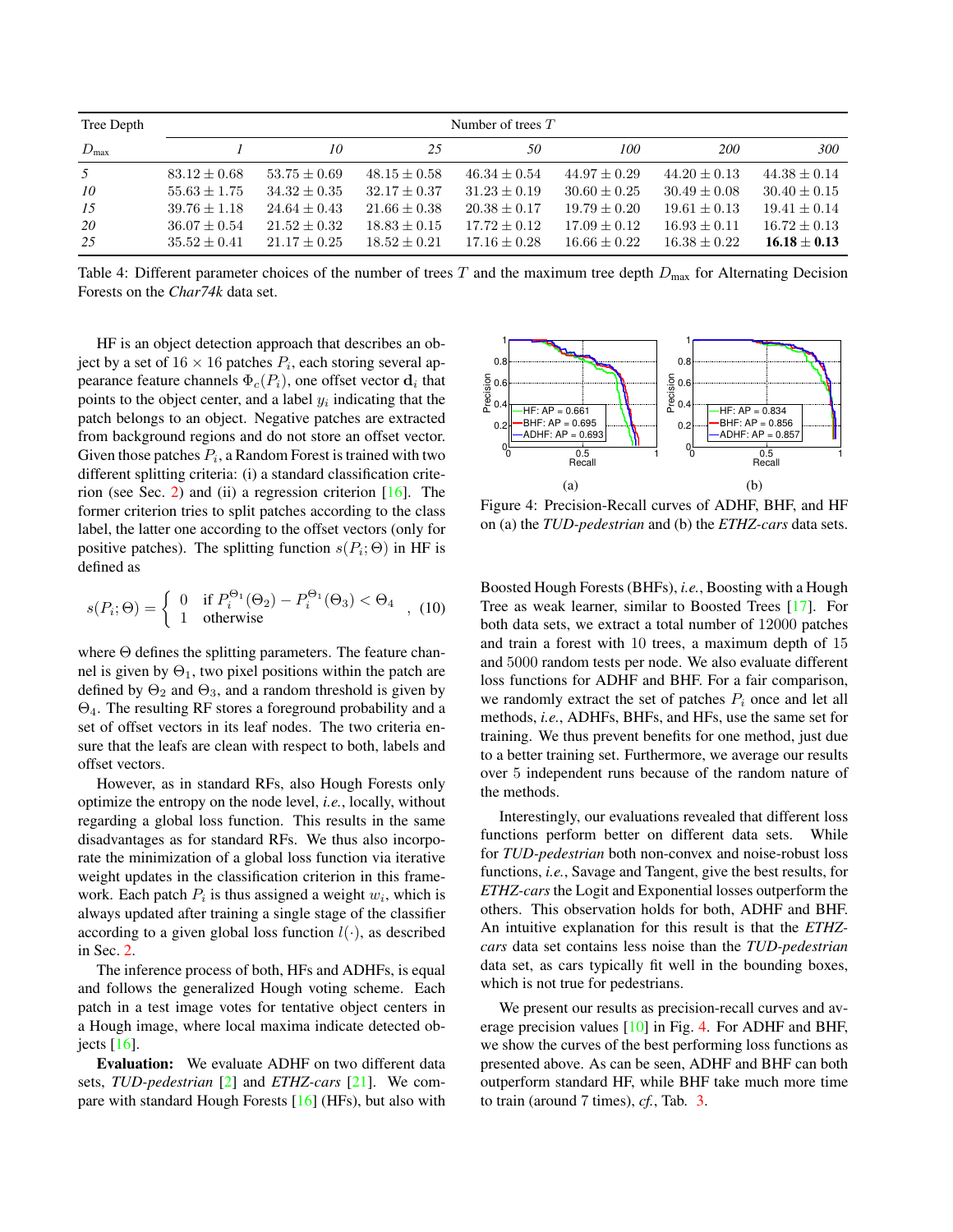| Tree Depth | Number of trees $T$ | | | | | | |
|---|---|---|---|---|---|---|---|
| $D_{\max}$ | *1* | *10* | *25* | *50* | *100* | *200* | *300* |
| *5* | $83.12 \pm 0.68$ | $53.75 \pm 0.69$ | $48.15 \pm 0.58$ | $46.34 \pm 0.54$ | $44.97 \pm 0.29$ | $44.20 \pm 0.13$ | $44.38 \pm 0.14$ |
| *10* | $55.63 \pm 1.75$ | $34.32 \pm 0.35$ | $32.17 \pm 0.37$ | $31.23 \pm 0.19$ | $30.60 \pm 0.25$ | $30.49 \pm 0.08$ | $30.40 \pm 0.15$ |
| *15* | $39.76 \pm 1.18$ | $24.64 \pm 0.43$ | $21.66 \pm 0.38$ | $20.38 \pm 0.17$ | $19.79 \pm 0.20$ | $19.61 \pm 0.13$ | $19.41 \pm 0.14$ |
| *20* | $36.07 \pm 0.54$ | $21.52 \pm 0.32$ | $18.83 \pm 0.15$ | $17.72 \pm 0.12$ | $17.09 \pm 0.12$ | $16.93 \pm 0.11$ | $16.72 \pm 0.13$ |
| *25* | $35.52 \pm 0.41$ | $21.17 \pm 0.25$ | $18.52 \pm 0.21$ | $17.16 \pm 0.28$ | $16.66 \pm 0.22$ | $16.38 \pm 0.22$ | $\mathbf{16.18 \pm 0.13}$ |

Table 4: Different parameter choices of the number of trees $T$ and the maximum tree depth $D_{\max}$ for Alternating Decision Forests on the *Char74k* data set.

HF is an object detection approach that describes an object by a set of $16 \times 16$ patches $P_i$, each storing several appearance feature channels $\Phi_c(P_i)$, one offset vector $\mathbf{d}_i$ that points to the object center, and a label $y_i$ indicating that the patch belongs to an object. Negative patches are extracted from background regions and do not store an offset vector. Given those patches $P_i$, a Random Forest is trained with two different splitting criteria: (i) a standard classification criterion (see Sec. 2) and (ii) a regression criterion [16]. The former criterion tries to split patches according to the class label, the latter one according to the offset vectors (only for positive patches). The splitting function $s(P_i; \Theta)$ in HF is defined as

$$s(P_i; \Theta) = \begin{cases} 0 & \text{if } P_i^{\Theta_1}(\Theta_2) - P_i^{\Theta_1}(\Theta_3) < \Theta_4 \\ 1 & \text{otherwise} \end{cases}, \quad (10)$$

where $\Theta$ defines the splitting parameters. The feature channel is given by $\Theta_1$, two pixel positions within the patch are defined by $\Theta_2$ and $\Theta_3$, and a random threshold is given by $\Theta_4$. The resulting RF stores a foreground probability and a set of offset vectors in its leaf nodes. The two criteria ensure that the leafs are clean with respect to both, labels and offset vectors.

However, as in standard RFs, also Hough Forests only optimize the entropy on the node level, *i.e.*, locally, without regarding a global loss function. This results in the same disadvantages as for standard RFs. We thus also incorporate the minimization of a global loss function via iterative weight updates in the classification criterion in this framework. Each patch $P_i$ is thus assigned a weight $w_i$, which is always updated after training a single stage of the classifier according to a given global loss function $l(\cdot)$, as described in Sec. 2.

The inference process of both, HFs and ADHFs, is equal and follows the generalized Hough voting scheme. Each patch in a test image votes for tentative object centers in a Hough image, where local maxima indicate detected objects [16].

**Evaluation:** We evaluate ADHF on two different data sets, *TUD-pedestrian* [2] and *ETHZ-cars* [21]. We compare with standard Hough Forests [16] (HFs), but also with Boosted Hough Forests (BHFs), *i.e.*, Boosting with a Hough Tree as weak learner, similar to Boosted Trees [17]. For both data sets, we extract a total number of 12000 patches and train a forest with 10 trees, a maximum depth of 15 and 5000 random tests per node. We also evaluate different loss functions for ADHF and BHF. For a fair comparison, we randomly extract the set of patches $P_i$ once and let all methods, *i.e.*, ADHFs, BHFs, and HFs, use the same set for training. We thus prevent benefits for one method, just due to a better training set. Furthermore, we average our results over 5 independent runs because of the random nature of the methods.

Figure 4: Precision-Recall curves of ADHF, BHF, and HF on (a) the *TUD-pedestrian* and (b) the *ETHZ-cars* data sets.

Interestingly, our evaluations revealed that different loss functions perform better on different data sets. While for *TUD-pedestrian* both non-convex and noise-robust loss functions, *i.e.*, Savage and Tangent, give the best results, for *ETHZ-cars* the Logit and Exponential losses outperform the others. This observation holds for both, ADHF and BHF. An intuitive explanation for this result is that the *ETHZ-cars* data set contains less noise than the *TUD-pedestrian* data set, as cars typically fit well in the bounding boxes, which is not true for pedestrians.

We present our results as precision-recall curves and average precision values [10] in Fig. 4. For ADHF and BHF, we show the curves of the best performing loss functions as presented above. As can be seen, ADHF and BHF can both outperform standard HF, while BHF take much more time to train (around 7 times), *cf.*, Tab. 3.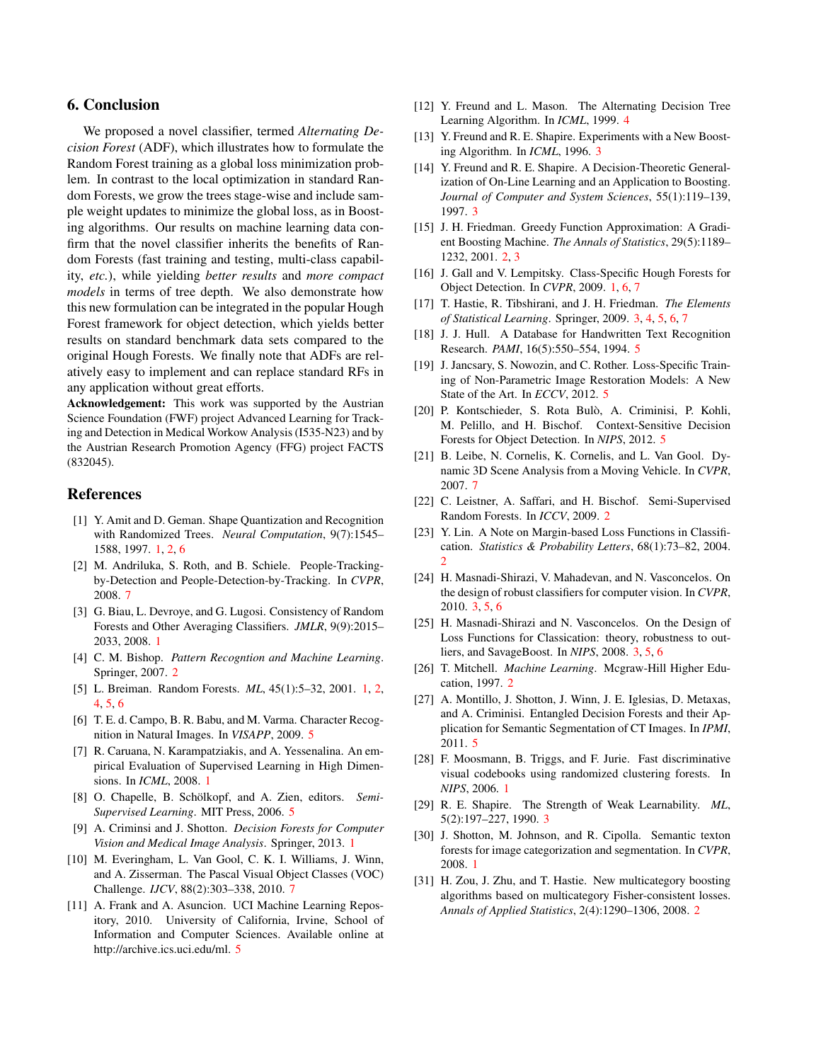## 6. Conclusion

We proposed a novel classifier, termed *Alternating Decision Forest* (ADF), which illustrates how to formulate the Random Forest training as a global loss minimization problem. In contrast to the local optimization in standard Random Forests, we grow the trees stage-wise and include sample weight updates to minimize the global loss, as in Boosting algorithms. Our results on machine learning data confirm that the novel classifier inherits the benefits of Random Forests (fast training and testing, multi-class capability, *etc.*), while yielding *better results* and *more compact models* in terms of tree depth. We also demonstrate how this new formulation can be integrated in the popular Hough Forest framework for object detection, which yields better results on standard benchmark data sets compared to the original Hough Forests. We finally note that ADFs are relatively easy to implement and can replace standard RFs in any application without great efforts.

**Acknowledgement:** This work was supported by the Austrian Science Foundation (FWF) project Advanced Learning for Tracking and Detection in Medical Workow Analysis (I535-N23) and by the Austrian Research Promotion Agency (FFG) project FACTS (832045).

## References

[1] Y. Amit and D. Geman. Shape Quantization and Recognition with Randomized Trees. *Neural Computation*, 9(7):1545–1588, 1997. 1, 2, 6

[2] M. Andriluka, S. Roth, and B. Schiele. People-Tracking-by-Detection and People-Detection-by-Tracking. In *CVPR*, 2008. 7

[3] G. Biau, L. Devroye, and G. Lugosi. Consistency of Random Forests and Other Averaging Classifiers. *JMLR*, 9(9):2015–2033, 2008. 1

[4] C. M. Bishop. *Pattern Recogntion and Machine Learning*. Springer, 2007. 2

[5] L. Breiman. Random Forests. *ML*, 45(1):5–32, 2001. 1, 2, 4, 5, 6

[6] T. E. d. Campo, B. R. Babu, and M. Varma. Character Recognition in Natural Images. In *VISAPP*, 2009. 5

[7] R. Caruana, N. Karampatziakis, and A. Yessenalina. An empirical Evaluation of Supervised Learning in High Dimensions. In *ICML*, 2008. 1

[8] O. Chapelle, B. Schölkopf, and A. Zien, editors. *Semi-Supervised Learning*. MIT Press, 2006. 5

[9] A. Criminsi and J. Shotton. *Decision Forests for Computer Vision and Medical Image Analysis*. Springer, 2013. 1

[10] M. Everingham, L. Van Gool, C. K. I. Williams, J. Winn, and A. Zisserman. The Pascal Visual Object Classes (VOC) Challenge. *IJCV*, 88(2):303–338, 2010. 7

[11] A. Frank and A. Asuncion. UCI Machine Learning Repository, 2010. University of California, Irvine, School of Information and Computer Sciences. Available online at http://archive.ics.uci.edu/ml. 5

[12] Y. Freund and L. Mason. The Alternating Decision Tree Learning Algorithm. In *ICML*, 1999. 4

[13] Y. Freund and R. E. Shapire. Experiments with a New Boosting Algorithm. In *ICML*, 1996. 3

[14] Y. Freund and R. E. Shapire. A Decision-Theoretic Generalization of On-Line Learning and an Application to Boosting. *Journal of Computer and System Sciences*, 55(1):119–139, 1997. 3

[15] J. H. Friedman. Greedy Function Approximation: A Gradient Boosting Machine. *The Annals of Statistics*, 29(5):1189–1232, 2001. 2, 3

[16] J. Gall and V. Lempitsky. Class-Specific Hough Forests for Object Detection. In *CVPR*, 2009. 1, 6, 7

[17] T. Hastie, R. Tibshirani, and J. H. Friedman. *The Elements of Statistical Learning*. Springer, 2009. 3, 4, 5, 6, 7

[18] J. J. Hull. A Database for Handwritten Text Recognition Research. *PAMI*, 16(5):550–554, 1994. 5

[19] J. Jancsary, S. Nowozin, and C. Rother. Loss-Specific Training of Non-Parametric Image Restoration Models: A New State of the Art. In *ECCV*, 2012. 5

[20] P. Kontschieder, S. Rota Bulò, A. Criminisi, P. Kohli, M. Pelillo, and H. Bischof. Context-Sensitive Decision Forests for Object Detection. In *NIPS*, 2012. 5

[21] B. Leibe, N. Cornelis, K. Cornelis, and L. Van Gool. Dynamic 3D Scene Analysis from a Moving Vehicle. In *CVPR*, 2007. 7

[22] C. Leistner, A. Saffari, and H. Bischof. Semi-Supervised Random Forests. In *ICCV*, 2009. 2

[23] Y. Lin. A Note on Margin-based Loss Functions in Classification. *Statistics & Probability Letters*, 68(1):73–82, 2004. 2

[24] H. Masnadi-Shirazi, V. Mahadevan, and N. Vasconcelos. On the design of robust classifiers for computer vision. In *CVPR*, 2010. 3, 5, 6

[25] H. Masnadi-Shirazi and N. Vasconcelos. On the Design of Loss Functions for Classication: theory, robustness to outliers, and SavageBoost. In *NIPS*, 2008. 3, 5, 6

[26] T. Mitchell. *Machine Learning*. Mcgraw-Hill Higher Education, 1997. 2

[27] A. Montillo, J. Shotton, J. Winn, J. E. Iglesias, D. Metaxas, and A. Criminisi. Entangled Decision Forests and their Application for Semantic Segmentation of CT Images. In *IPMI*, 2011. 5

[28] F. Moosmann, B. Triggs, and F. Jurie. Fast discriminative visual codebooks using randomized clustering forests. In *NIPS*, 2006. 1

[29] R. E. Shapire. The Strength of Weak Learnability. *ML*, 5(2):197–227, 1990. 3

[30] J. Shotton, M. Johnson, and R. Cipolla. Semantic texton forests for image categorization and segmentation. In *CVPR*, 2008. 1

[31] H. Zou, J. Zhu, and T. Hastie. New multicategory boosting algorithms based on multicategory Fisher-consistent losses. *Annals of Applied Statistics*, 2(4):1290–1306, 2008. 2